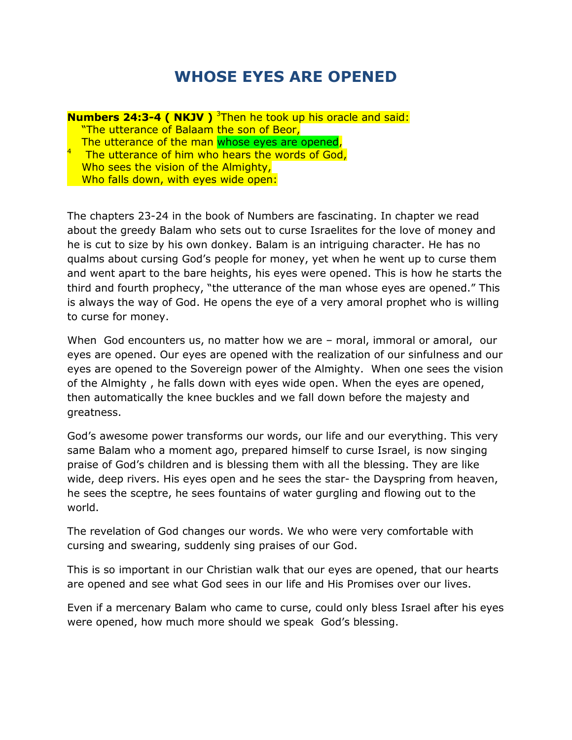# WHOSE EYES ARE OPENED

**Numbers 24:3-4 ( NKJV )** [3]Then he took up his oracle and said:
"The utterance of Balaam the son of Beor,
The utterance of the man whose eyes are opened,
[4] The utterance of him who hears the words of God,
Who sees the vision of the Almighty,
Who falls down, with eyes wide open:

The chapters 23-24 in the book of Numbers are fascinating. In chapter we read about the greedy Balam who sets out to curse Israelites for the love of money and he is cut to size by his own donkey. Balam is an intriguing character. He has no qualms about cursing God's people for money, yet when he went up to curse them and went apart to the bare heights, his eyes were opened. This is how he starts the third and fourth prophecy, "the utterance of the man whose eyes are opened." This is always the way of God. He opens the eye of a very amoral prophet who is willing to curse for money.

When God encounters us, no matter how we are – moral, immoral or amoral, our eyes are opened. Our eyes are opened with the realization of our sinfulness and our eyes are opened to the Sovereign power of the Almighty. When one sees the vision of the Almighty , he falls down with eyes wide open. When the eyes are opened, then automatically the knee buckles and we fall down before the majesty and greatness.

God's awesome power transforms our words, our life and our everything. This very same Balam who a moment ago, prepared himself to curse Israel, is now singing praise of God's children and is blessing them with all the blessing. They are like wide, deep rivers. His eyes open and he sees the star- the Dayspring from heaven, he sees the sceptre, he sees fountains of water gurgling and flowing out to the world.

The revelation of God changes our words. We who were very comfortable with cursing and swearing, suddenly sing praises of our God.

This is so important in our Christian walk that our eyes are opened, that our hearts are opened and see what God sees in our life and His Promises over our lives.

Even if a mercenary Balam who came to curse, could only bless Israel after his eyes were opened, how much more should we speak God's blessing.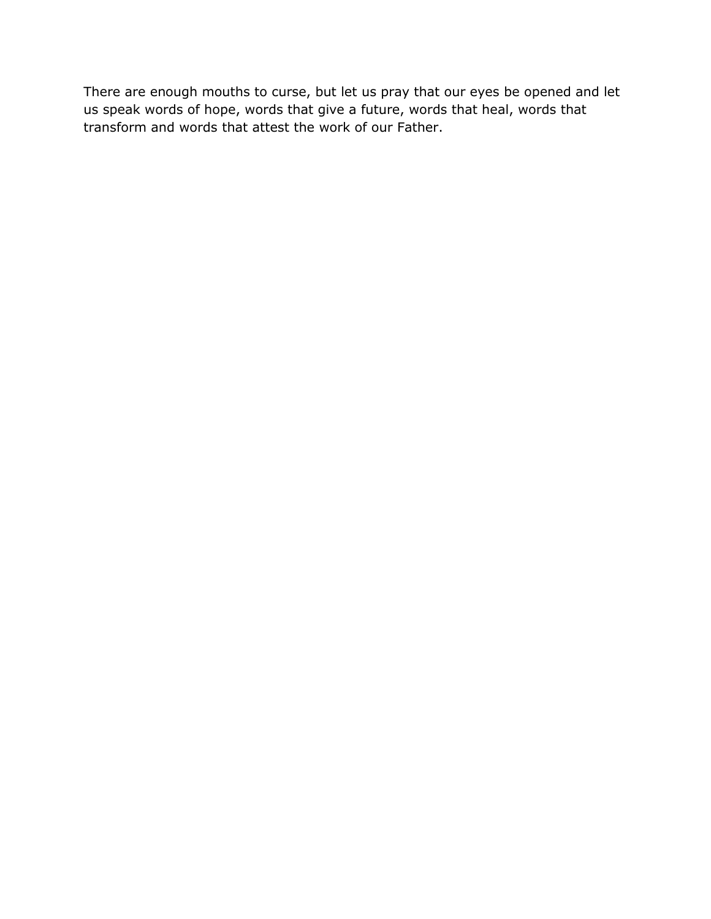There are enough mouths to curse, but let us pray that our eyes be opened and let us speak words of hope, words that give a future, words that heal, words that transform and words that attest the work of our Father.